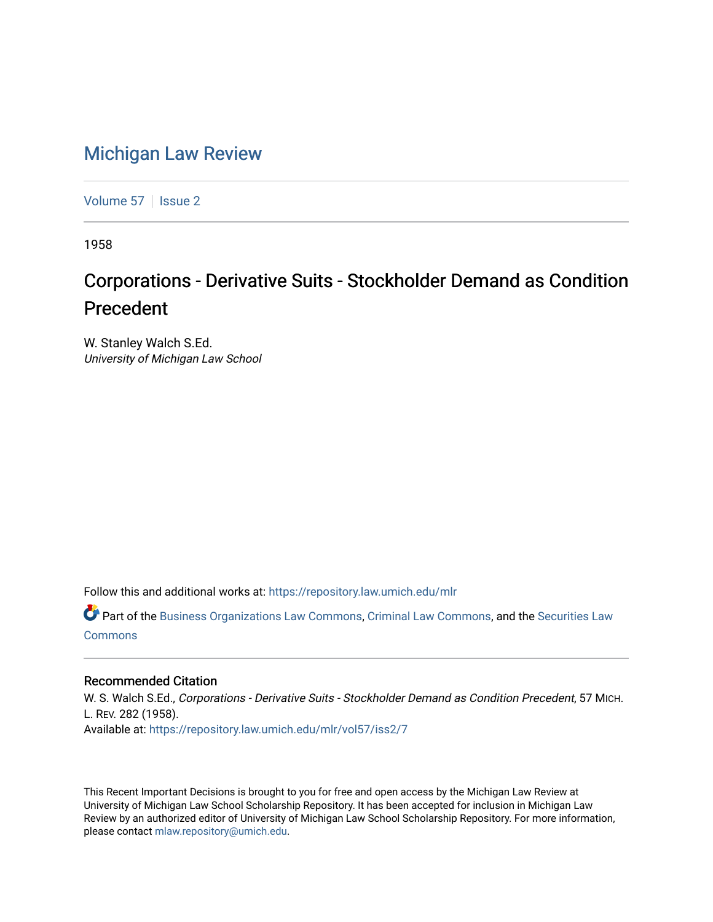# Michigan Law Review

Volume 57 | Issue 2

1958

## Corporations - Derivative Suits - Stockholder Demand as Condition Precedent

W. Stanley Walch S.Ed.
*University of Michigan Law School*

Follow this and additional works at: https://repository.law.umich.edu/mlr

Part of the Business Organizations Law Commons, Criminal Law Commons, and the Securities Law Commons

### Recommended Citation

W. S. Walch S.Ed., *Corporations - Derivative Suits - Stockholder Demand as Condition Precedent*, 57 MICH. L. REV. 282 (1958).
Available at: https://repository.law.umich.edu/mlr/vol57/iss2/7

This Recent Important Decisions is brought to you for free and open access by the Michigan Law Review at University of Michigan Law School Scholarship Repository. It has been accepted for inclusion in Michigan Law Review by an authorized editor of University of Michigan Law School Scholarship Repository. For more information, please contact mlaw.repository@umich.edu.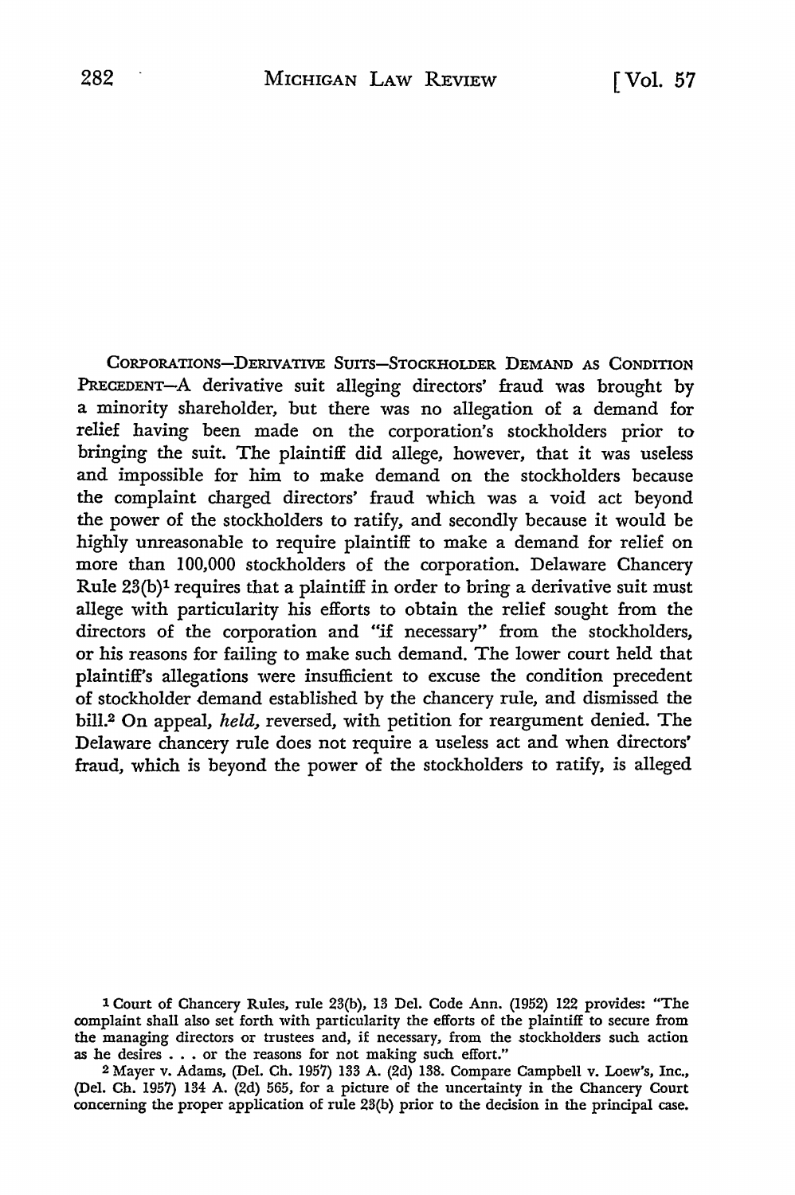CORPORATIONS—DERIVATIVE SUITS—STOCKHOLDER DEMAND AS CONDITION PRECEDENT—A derivative suit alleging directors' fraud was brought by a minority shareholder, but there was no allegation of a demand for relief having been made on the corporation's stockholders prior to bringing the suit. The plaintiff did allege, however, that it was useless and impossible for him to make demand on the stockholders because the complaint charged directors' fraud which was a void act beyond the power of the stockholders to ratify, and secondly because it would be highly unreasonable to require plaintiff to make a demand for relief on more than 100,000 stockholders of the corporation. Delaware Chancery Rule 23(b)[1] requires that a plaintiff in order to bring a derivative suit must allege with particularity his efforts to obtain the relief sought from the directors of the corporation and "if necessary" from the stockholders, or his reasons for failing to make such demand. The lower court held that plaintiff's allegations were insufficient to excuse the condition precedent of stockholder demand established by the chancery rule, and dismissed the bill.[2] On appeal, *held,* reversed, with petition for reargument denied. The Delaware chancery rule does not require a useless act and when directors' fraud, which is beyond the power of the stockholders to ratify, is alleged

[1] Court of Chancery Rules, rule 23(b), 13 Del. Code Ann. (1952) 122 provides: "The complaint shall also set forth with particularity the efforts of the plaintiff to secure from the managing directors or trustees and, if necessary, from the stockholders such action as he desires . . . or the reasons for not making such effort."

[2] Mayer v. Adams, (Del. Ch. 1957) 133 A. (2d) 138. Compare Campbell v. Loew's, Inc., (Del. Ch. 1957) 134 A. (2d) 565, for a picture of the uncertainty in the Chancery Court concerning the proper application of rule 23(b) prior to the decision in the principal case.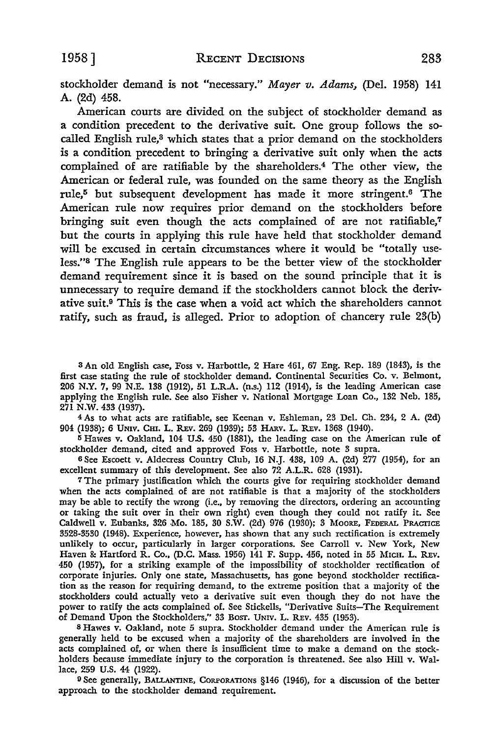stockholder demand is not "necessary." *Mayer v. Adams,* (Del. 1958) 141 A. (2d) 458.

American courts are divided on the subject of stockholder demand as a condition precedent to the derivative suit. One group follows the so-called English rule,[3] which states that a prior demand on the stockholders is a condition precedent to bringing a derivative suit only when the acts complained of are ratifiable by the shareholders.[4] The other view, the American or federal rule, was founded on the same theory as the English rule,[5] but subsequent development has made it more stringent.[6] The American rule now requires prior demand on the stockholders before bringing suit even though the acts complained of are not ratifiable,[7] but the courts in applying this rule have held that stockholder demand will be excused in certain circumstances where it would be "totally useless."[8] The English rule appears to be the better view of the stockholder demand requirement since it is based on the sound principle that it is unnecessary to require demand if the stockholders cannot block the derivative suit.[9] This is the case when a void act which the shareholders cannot ratify, such as fraud, is alleged. Prior to adoption of chancery rule 23(b)

---

[3] An old English case, Foss v. Harbottle, 2 Hare 461, 67 Eng. Rep. 189 (1843), is the first case stating the rule of stockholder demand. Continental Securities Co. v. Belmont, 206 N.Y. 7, 99 N.E. 138 (1912), 51 L.R.A. (n.s.) 112 (1914), is the leading American case applying the English rule. See also Fisher v. National Mortgage Loan Co., 132 Neb. 185, 271 N.W. 433 (1937).

[4] As to what acts are ratifiable, see Keenan v. Eshleman, 23 Del. Ch. 234, 2 A. (2d) 904 (1938); 6 UNIV. CHI. L. REV. 269 (1939); 53 HARV. L. REV. 1368 (1940).

[5] Hawes v. Oakland, 104 U.S. 450 (1881), the leading case on the American rule of stockholder demand, cited and approved Foss v. Harbottle, note 3 supra.

[6] See Escoett v. Aldecress Country Club, 16 N.J. 438, 109 A. (2d) 277 (1954), for an excellent summary of this development. See also 72 A.L.R. 628 (1931).

[7] The primary justification which the courts give for requiring stockholder demand when the acts complained of are not ratifiable is that a majority of the stockholders may be able to rectify the wrong (i.e., by removing the directors, ordering an accounting or taking the suit over in their own right) even though they could not ratify it. See Caldwell v. Eubanks, 326 Mo. 185, 30 S.W. (2d) 976 (1930); 3 MOORE, FEDERAL PRACTICE 3528-3530 (1948). Experience, however, has shown that any such rectification is extremely unlikely to occur, particularly in larger corporations. See Carroll v. New York, New Haven & Hartford R. Co., (D.C. Mass. 1956) 141 F. Supp. 456, noted in 55 MICH. L. REV. 450 (1957), for a striking example of the impossibility of stockholder rectification of corporate injuries. Only one state, Massachusetts, has gone beyond stockholder rectification as the reason for requiring demand, to the extreme position that a majority of the stockholders could actually veto a derivative suit even though they do not have the power to ratify the acts complained of. See Stickells, "Derivative Suits—The Requirement of Demand Upon the Stockholders," 33 BOST. UNIV. L. REV. 435 (1953).

[8] Hawes v. Oakland, note 5 supra. Stockholder demand under the American rule is generally held to be excused when a majority of the shareholders are involved in the acts complained of, or when there is insufficient time to make a demand on the stockholders because immediate injury to the corporation is threatened. See also Hill v. Wallace, 259 U.S. 44 (1922).

[9] See generally, BALLANTINE, CORPORATIONS §146 (1946), for a discussion of the better approach to the stockholder demand requirement.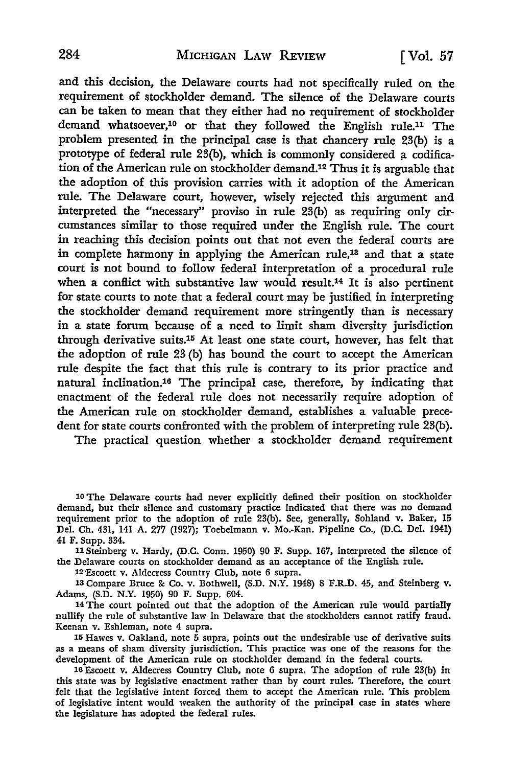and this decision, the Delaware courts had not specifically ruled on the requirement of stockholder demand. The silence of the Delaware courts can be taken to mean that they either had no requirement of stockholder demand whatsoever,[10] or that they followed the English rule.[11] The problem presented in the principal case is that chancery rule 23(b) is a prototype of federal rule 23(b), which is commonly considered a codification of the American rule on stockholder demand.[12] Thus it is arguable that the adoption of this provision carries with it adoption of the American rule. The Delaware court, however, wisely rejected this argument and interpreted the "necessary" proviso in rule 23(b) as requiring only circumstances similar to those required under the English rule. The court in reaching this decision points out that not even the federal courts are in complete harmony in applying the American rule,[13] and that a state court is not bound to follow federal interpretation of a procedural rule when a conflict with substantive law would result.[14] It is also pertinent for state courts to note that a federal court may be justified in interpreting the stockholder demand requirement more stringently than is necessary in a state forum because of a need to limit sham diversity jurisdiction through derivative suits.[15] At least one state court, however, has felt that the adoption of rule 23 (b) has bound the court to accept the American rule despite the fact that this rule is contrary to its prior practice and natural inclination.[16] The principal case, therefore, by indicating that enactment of the federal rule does not necessarily require adoption of the American rule on stockholder demand, establishes a valuable precedent for state courts confronted with the problem of interpreting rule 23(b).

The practical question whether a stockholder demand requirement

---

[10] The Delaware courts had never explicitly defined their position on stockholder demand, but their silence and customary practice indicated that there was no demand requirement prior to the adoption of rule 23(b). See, generally, Sohland v. Baker, 15 Del. Ch. 431, 141 A. 277 (1927); Toebelmann v. Mo.-Kan. Pipeline Co., (D.C. Del. 1941) 41 F. Supp. 334.

[11] Steinberg v. Hardy, (D.C. Conn. 1950) 90 F. Supp. 167, interpreted the silence of the Delaware courts on stockholder demand as an acceptance of the English rule.

[12] Escoett v. Aldecress Country Club, note 6 supra.

[13] Compare Bruce & Co. v. Bothwell, (S.D. N.Y. 1948) 8 F.R.D. 45, and Steinberg v. Adams, (S.D. N.Y. 1950) 90 F. Supp. 604.

[14] The court pointed out that the adoption of the American rule would partially nullify the rule of substantive law in Delaware that the stockholders cannot ratify fraud. Keenan v. Eshleman, note 4 supra.

[15] Hawes v. Oakland, note 5 supra, points out the undesirable use of derivative suits as a means of sham diversity jurisdiction. This practice was one of the reasons for the development of the American rule on stockholder demand in the federal courts.

[16] Escoett v. Aldecress Country Club, note 6 supra. The adoption of rule 23(b) in this state was by legislative enactment rather than by court rules. Therefore, the court felt that the legislative intent forced them to accept the American rule. This problem of legislative intent would weaken the authority of the principal case in states where the legislature has adopted the federal rules.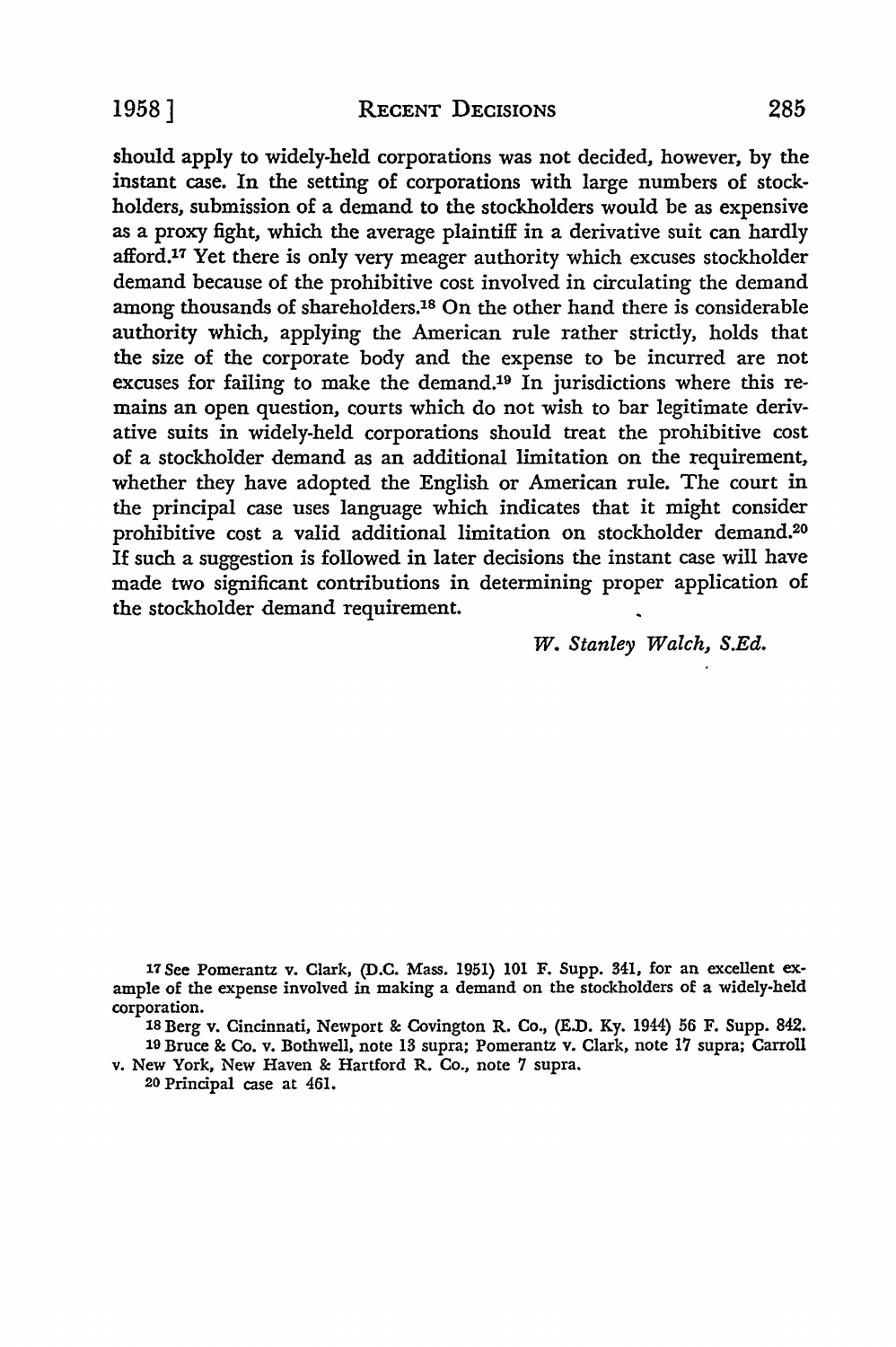should apply to widely-held corporations was not decided, however, by the instant case. In the setting of corporations with large numbers of stockholders, submission of a demand to the stockholders would be as expensive as a proxy fight, which the average plaintiff in a derivative suit can hardly afford.[17] Yet there is only very meager authority which excuses stockholder demand because of the prohibitive cost involved in circulating the demand among thousands of shareholders.[18] On the other hand there is considerable authority which, applying the American rule rather strictly, holds that the size of the corporate body and the expense to be incurred are not excuses for failing to make the demand.[19] In jurisdictions where this remains an open question, courts which do not wish to bar legitimate derivative suits in widely-held corporations should treat the prohibitive cost of a stockholder demand as an additional limitation on the requirement, whether they have adopted the English or American rule. The court in the principal case uses language which indicates that it might consider prohibitive cost a valid additional limitation on stockholder demand.[20] If such a suggestion is followed in later decisions the instant case will have made two significant contributions in determining proper application of the stockholder demand requirement.

*W. Stanley Walch, S.Ed.*

[17] See Pomerantz v. Clark, (D.C. Mass. 1951) 101 F. Supp. 341, for an excellent example of the expense involved in making a demand on the stockholders of a widely-held corporation.

[18] Berg v. Cincinnati, Newport & Covington R. Co., (E.D. Ky. 1944) 56 F. Supp. 842.

[19] Bruce & Co. v. Bothwell, note 13 supra; Pomerantz v. Clark, note 17 supra; Carroll v. New York, New Haven & Hartford R. Co., note 7 supra.

[20] Principal case at 461.